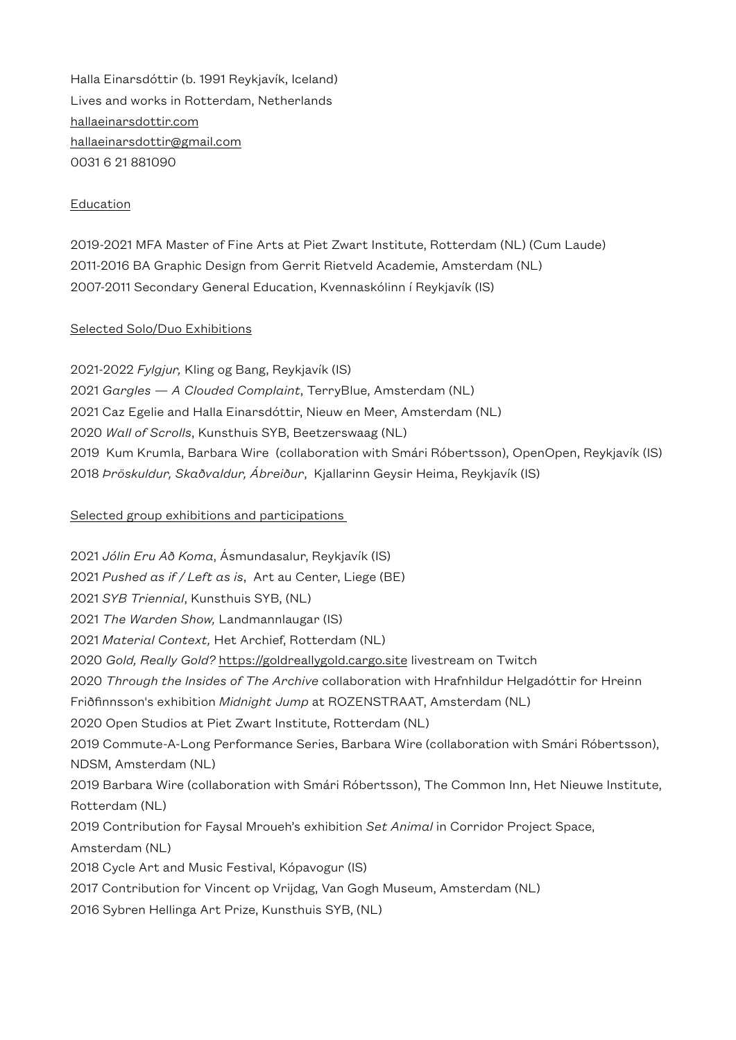Halla Einarsdóttir (b. 1991 Reykjavík, Iceland)
Lives and works in Rotterdam, Netherlands
hallaeinarsdottir.com
hallaeinarsdottir@gmail.com
0031 6 21 881090

## Education

2019-2021 MFA Master of Fine Arts at Piet Zwart Institute, Rotterdam (NL) (Cum Laude)
2011-2016 BA Graphic Design from Gerrit Rietveld Academie, Amsterdam (NL)
2007-2011 Secondary General Education, Kvennaskólinn í Reykjavík (IS)

## Selected Solo/Duo Exhibitions

2021-2022 *Fylgjur,* Kling og Bang, Reykjavík (IS)
2021 *Gargles — A Clouded Complaint*, TerryBlue, Amsterdam (NL)
2021 Caz Egelie and Halla Einarsdóttir, Nieuw en Meer, Amsterdam (NL)
2020 *Wall of Scrolls*, Kunsthuis SYB, Beetzerswaag (NL)
2019 Kum Krumla, Barbara Wire (collaboration with Smári Róbertsson), OpenOpen, Reykjavík (IS)
2018 *Þröskuldur, Skaðvaldur, Ábreiður*, Kjallarinn Geysir Heima, Reykjavík (IS)

## Selected group exhibitions and participations

2021 *Jólin Eru Að Koma*, Ásmundasalur, Reykjavík (IS)
2021 *Pushed as if / Left as is*, Art au Center, Liege (BE)
2021 *SYB Triennial*, Kunsthuis SYB, (NL)
2021 *The Warden Show,* Landmannlaugar (IS)
2021 *Material Context,* Het Archief, Rotterdam (NL)
2020 *Gold, Really Gold?* https://goldreallygold.cargo.site livestream on Twitch
2020 *Through the Insides of The Archive* collaboration with Hrafnhildur Helgadóttir for Hreinn Friðfinnsson's exhibition *Midnight Jump* at ROZENSTRAAT, Amsterdam (NL)
2020 Open Studios at Piet Zwart Institute, Rotterdam (NL)
2019 Commute-A-Long Performance Series, Barbara Wire (collaboration with Smári Róbertsson), NDSM, Amsterdam (NL)
2019 Barbara Wire (collaboration with Smári Róbertsson), The Common Inn, Het Nieuwe Institute, Rotterdam (NL)
2019 Contribution for Faysal Mroueh's exhibition *Set Animal* in Corridor Project Space, Amsterdam (NL)
2018 Cycle Art and Music Festival, Kópavogur (IS)
2017 Contribution for Vincent op Vrijdag, Van Gogh Museum, Amsterdam (NL)
2016 Sybren Hellinga Art Prize, Kunsthuis SYB, (NL)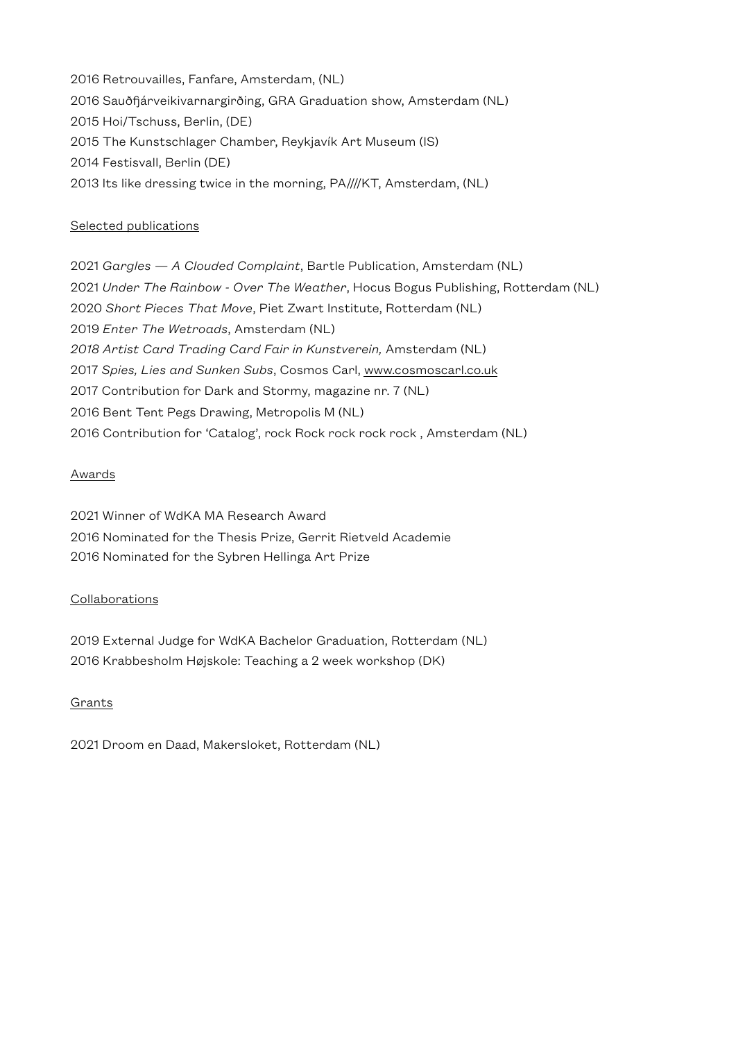2016 Retrouvailles, Fanfare, Amsterdam, (NL)
2016 Sauðfjárveikivarnargirðing, GRA Graduation show, Amsterdam (NL)
2015 Hoi/Tschuss, Berlin, (DE)
2015 The Kunstschlager Chamber, Reykjavík Art Museum (IS)
2014 Festisvall, Berlin (DE)
2013 Its like dressing twice in the morning, PA////KT, Amsterdam, (NL)

<u>Selected publications</u>

2021 *Gargles — A Clouded Complaint*, Bartle Publication, Amsterdam (NL)
2021 *Under The Rainbow - Over The Weather*, Hocus Bogus Publishing, Rotterdam (NL)
2020 *Short Pieces That Move*, Piet Zwart Institute, Rotterdam (NL)
2019 *Enter The Wetroads*, Amsterdam (NL)
*2018 Artist Card Trading Card Fair in Kunstverein,* Amsterdam (NL)
2017 *Spies, Lies and Sunken Subs*, Cosmos Carl, www.cosmoscarl.co.uk
2017 Contribution for Dark and Stormy, magazine nr. 7 (NL)
2016 Bent Tent Pegs Drawing, Metropolis M (NL)
2016 Contribution for 'Catalog', rock Rock rock rock rock , Amsterdam (NL)

<u>Awards</u>

2021 Winner of WdKA MA Research Award
2016 Nominated for the Thesis Prize, Gerrit Rietveld Academie
2016 Nominated for the Sybren Hellinga Art Prize

<u>Collaborations</u>

2019 External Judge for WdKA Bachelor Graduation, Rotterdam (NL)
2016 Krabbesholm Højskole: Teaching a 2 week workshop (DK)

<u>Grants</u>

2021 Droom en Daad, Makersloket, Rotterdam (NL)